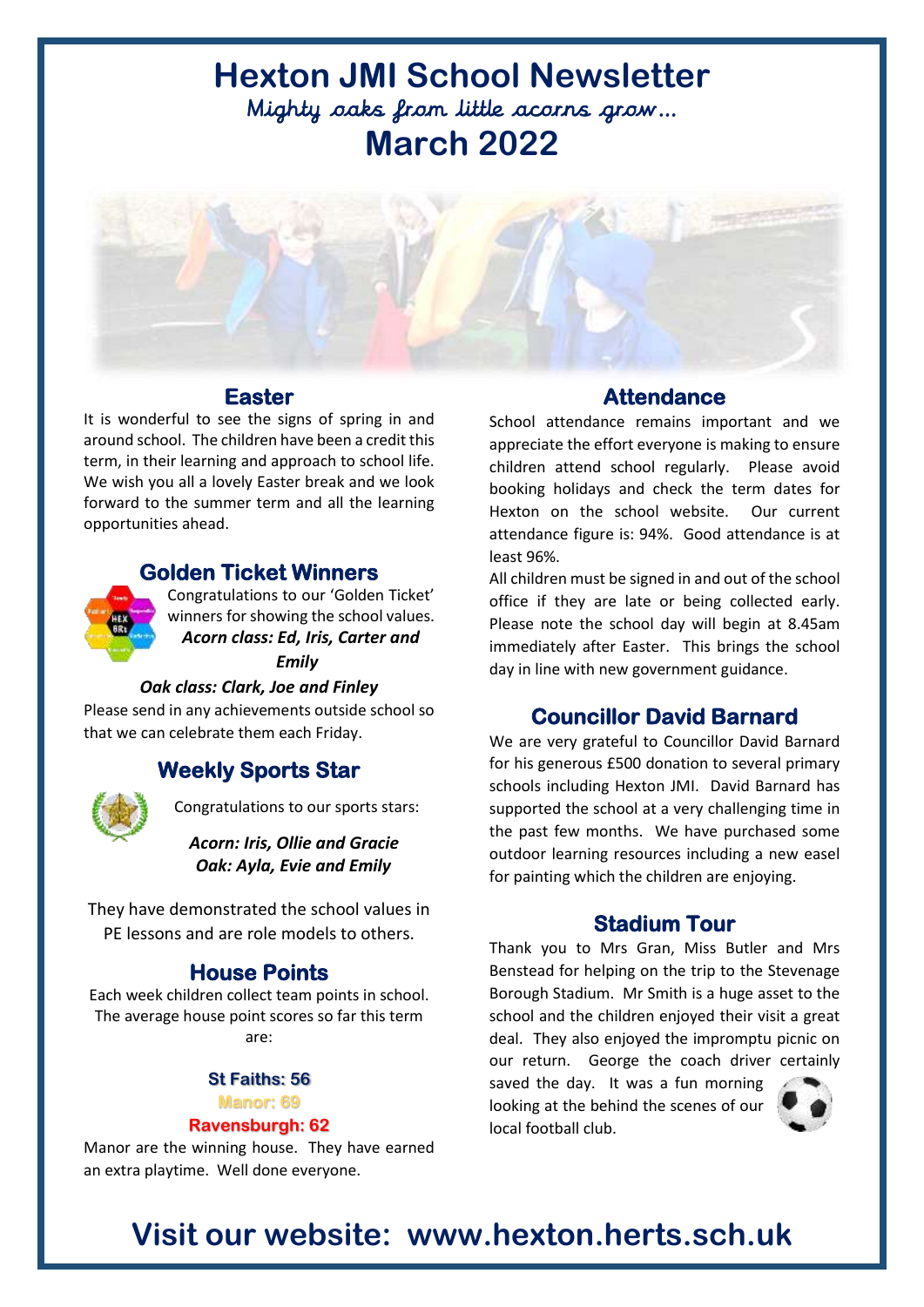# Hexton JMI School Newsletter

Mighty oaks from little acorns grow…

## March 2022

### Easter

It is wonderful to see the signs of spring in and around school. The children have been a credit this term, in their learning and approach to school life. We wish you all a lovely Easter break and we look forward to the summer term and all the learning opportunities ahead.

### Golden Ticket Winners

Congratulations to our 'Golden Ticket' winners for showing the school values.

***Acorn class: Ed, Iris, Carter and Emily***

***Oak class: Clark, Joe and Finley***

Please send in any achievements outside school so that we can celebrate them each Friday.

### Weekly Sports Star

Congratulations to our sports stars:

***Acorn: Iris, Ollie and Gracie***
***Oak: Ayla, Evie and Emily***

They have demonstrated the school values in PE lessons and are role models to others.

### House Points

Each week children collect team points in school. The average house point scores so far this term are:

**St Faiths: 56**
**Manor: 69**
**Ravensburgh: 62**

Manor are the winning house. They have earned an extra playtime. Well done everyone.

### Attendance

School attendance remains important and we appreciate the effort everyone is making to ensure children attend school regularly. Please avoid booking holidays and check the term dates for Hexton on the school website. Our current attendance figure is: 94%. Good attendance is at least 96%.

All children must be signed in and out of the school office if they are late or being collected early. Please note the school day will begin at 8.45am immediately after Easter. This brings the school day in line with new government guidance.

### Councillor David Barnard

We are very grateful to Councillor David Barnard for his generous £500 donation to several primary schools including Hexton JMI. David Barnard has supported the school at a very challenging time in the past few months. We have purchased some outdoor learning resources including a new easel for painting which the children are enjoying.

### Stadium Tour

Thank you to Mrs Gran, Miss Butler and Mrs Benstead for helping on the trip to the Stevenage Borough Stadium. Mr Smith is a huge asset to the school and the children enjoyed their visit a great deal. They also enjoyed the impromptu picnic on our return. George the coach driver certainly saved the day. It was a fun morning looking at the behind the scenes of our local football club.

## Visit our website: www.hexton.herts.sch.uk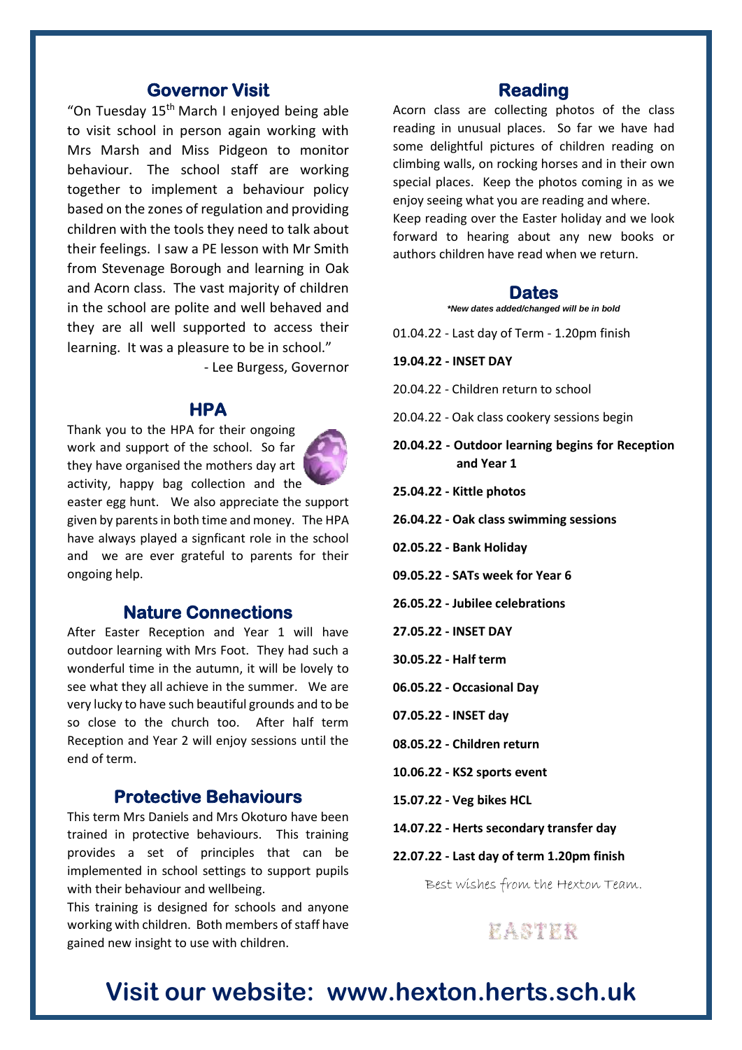## Governor Visit

"On Tuesday 15th March I enjoyed being able to visit school in person again working with Mrs Marsh and Miss Pidgeon to monitor behaviour. The school staff are working together to implement a behaviour policy based on the zones of regulation and providing children with the tools they need to talk about their feelings. I saw a PE lesson with Mr Smith from Stevenage Borough and learning in Oak and Acorn class. The vast majority of children in the school are polite and well behaved and they are all well supported to access their learning. It was a pleasure to be in school."

- Lee Burgess, Governor

## HPA

Thank you to the HPA for their ongoing work and support of the school. So far they have organised the mothers day art activity, happy bag collection and the easter egg hunt. We also appreciate the support given by parents in both time and money. The HPA have always played a signficant role in the school and we are ever grateful to parents for their ongoing help.

## Nature Connections

After Easter Reception and Year 1 will have outdoor learning with Mrs Foot. They had such a wonderful time in the autumn, it will be lovely to see what they all achieve in the summer. We are very lucky to have such beautiful grounds and to be so close to the church too. After half term Reception and Year 2 will enjoy sessions until the end of term.

## Protective Behaviours

This term Mrs Daniels and Mrs Okoturo have been trained in protective behaviours. This training provides a set of principles that can be implemented in school settings to support pupils with their behaviour and wellbeing.

This training is designed for schools and anyone working with children. Both members of staff have gained new insight to use with children.

## Reading

Acorn class are collecting photos of the class reading in unusual places. So far we have had some delightful pictures of children reading on climbing walls, on rocking horses and in their own special places. Keep the photos coming in as we enjoy seeing what you are reading and where.

Keep reading over the Easter holiday and we look forward to hearing about any new books or authors children have read when we return.

## Dates

*\*New dates added/changed will be in bold*

01.04.22 - Last day of Term - 1.20pm finish

**19.04.22 - INSET DAY**

20.04.22 - Children return to school

20.04.22 - Oak class cookery sessions begin

**20.04.22 - Outdoor learning begins for Reception and Year 1**

**25.04.22 - Kittle photos**

**26.04.22 - Oak class swimming sessions**

**02.05.22 - Bank Holiday**

**09.05.22 - SATs week for Year 6**

**26.05.22 - Jubilee celebrations**

**27.05.22 - INSET DAY**

**30.05.22 - Half term**

**06.05.22 - Occasional Day**

**07.05.22 - INSET day**

**08.05.22 - Children return**

**10.06.22 - KS2 sports event**

**15.07.22 - Veg bikes HCL**

**14.07.22 - Herts secondary transfer day**

**22.07.22 - Last day of term 1.20pm finish**

Best wishes from the Hexton Team.

EASTER

## Visit our website: www.hexton.herts.sch.uk